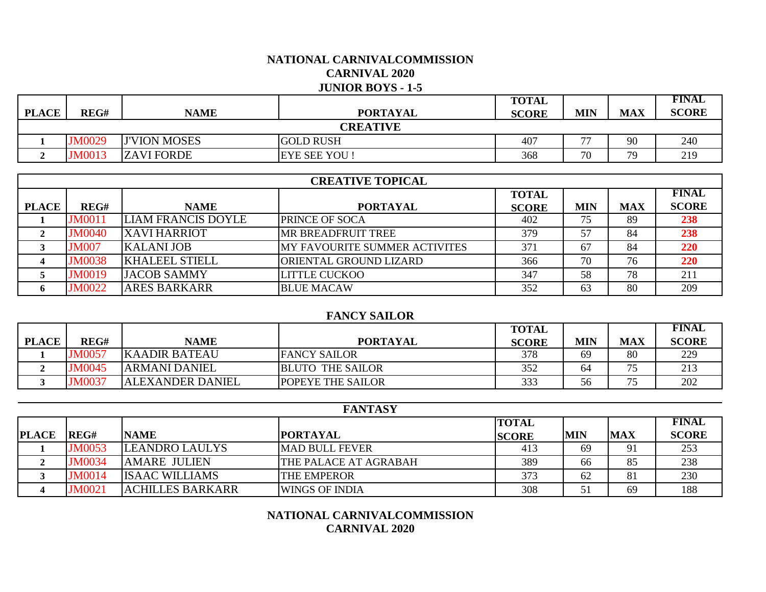## NATIONAL CARNIVALCOMMISSION
## CARNIVAL 2020
## JUNIOR BOYS - 1-5

### CREATIVE

| PLACE | REG# | NAME | PORTAYAL | TOTAL SCORE | MIN | MAX | FINAL SCORE |
|---|---|---|---|---|---|---|---|
| 1 | JM0029 | J'VION MOSES | GOLD RUSH | 407 | 77 | 90 | 240 |
| 2 | JM0013 | ZAVI FORDE | EYE SEE YOU ! | 368 | 70 | 79 | 219 |

### CREATIVE TOPICAL

| PLACE | REG# | NAME | PORTAYAL | TOTAL SCORE | MIN | MAX | FINAL SCORE |
|---|---|---|---|---|---|---|---|
| 1 | JM0011 | LIAM FRANCIS DOYLE | PRINCE OF SOCA | 402 | 75 | 89 | **238** |
| 2 | JM0040 | XAVI HARRIOT | MR BREADFRUIT TREE | 379 | 57 | 84 | **238** |
| 3 | JM007 | KALANI JOB | MY FAVOURITE SUMMER ACTIVITES | 371 | 67 | 84 | **220** |
| 4 | JM0038 | KHALEEL STIELL | ORIENTAL GROUND LIZARD | 366 | 70 | 76 | **220** |
| 5 | JM0019 | JACOB SAMMY | LITTLE CUCKOO | 347 | 58 | 78 | 211 |
| 6 | JM0022 | ARES BARKARR | BLUE MACAW | 352 | 63 | 80 | 209 |

### FANCY SAILOR

| PLACE | REG# | NAME | PORTAYAL | TOTAL SCORE | MIN | MAX | FINAL SCORE |
|---|---|---|---|---|---|---|---|
| 1 | JM0057 | KAADIR BATEAU | FANCY SAILOR | 378 | 69 | 80 | 229 |
| 2 | JM0045 | ARMANI DANIEL | BLUTO THE SAILOR | 352 | 64 | 75 | 213 |
| 3 | JM0037 | ALEXANDER DANIEL | POPEYE THE SAILOR | 333 | 56 | 75 | 202 |

### FANTASY

| PLACE | REG# | NAME | PORTAYAL | TOTAL SCORE | MIN | MAX | FINAL SCORE |
|---|---|---|---|---|---|---|---|
| 1 | JM0053 | LEANDRO LAULYS | MAD BULL FEVER | 413 | 69 | 91 | 253 |
| 2 | JM0034 | AMARE JULIEN | THE PALACE AT AGRABAH | 389 | 66 | 85 | 238 |
| 3 | JM0014 | ISAAC WILLIAMS | THE EMPEROR | 373 | 62 | 81 | 230 |
| 4 | JM0021 | ACHILLES BARKARR | WINGS OF INDIA | 308 | 51 | 69 | 188 |

## NATIONAL CARNIVALCOMMISSION
## CARNIVAL 2020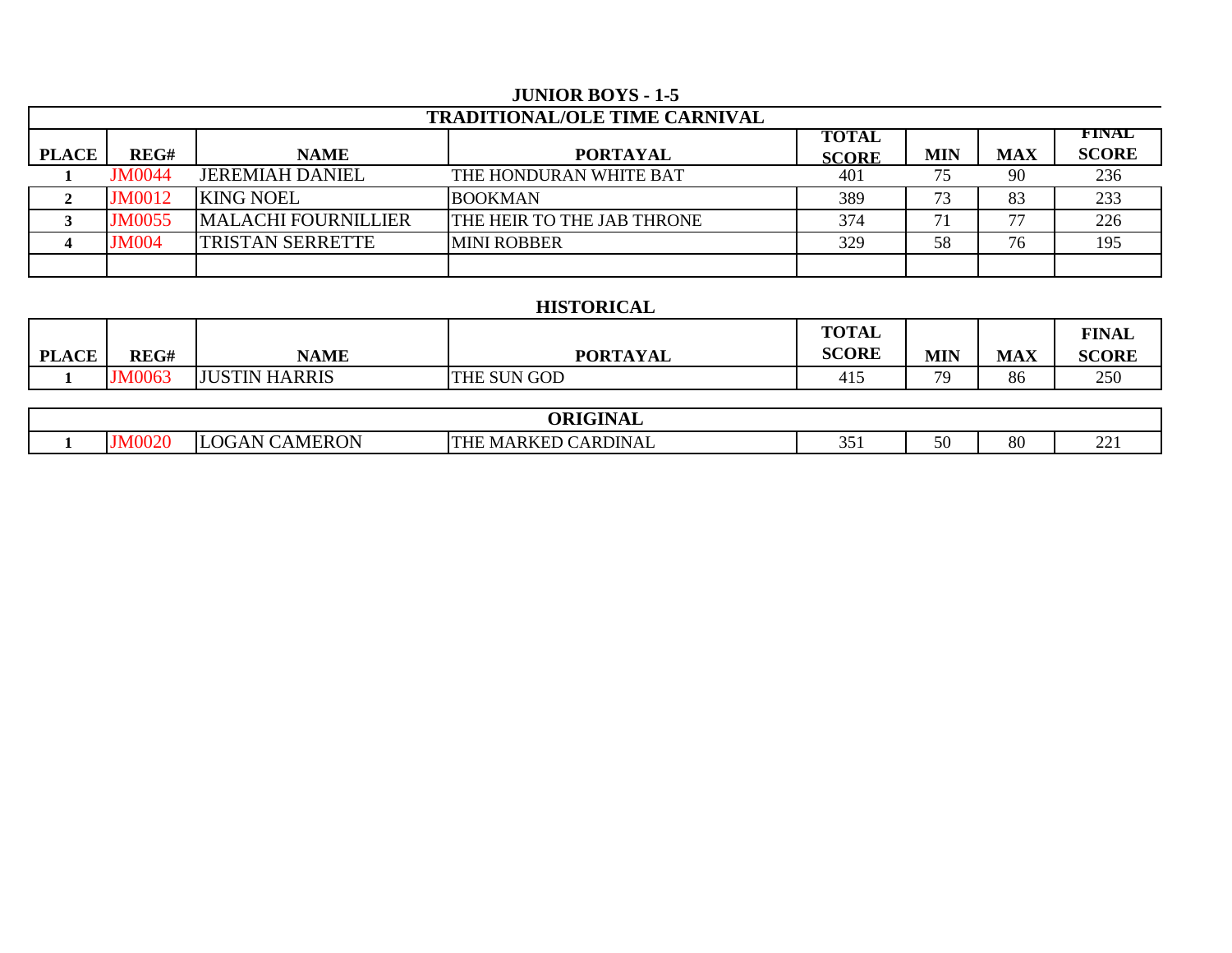## JUNIOR BOYS - 1-5

### TRADITIONAL/OLE TIME CARNIVAL

| PLACE | REG# | NAME | PORTAYAL | TOTAL SCORE | MIN | MAX | FINAL SCORE |
|---|---|---|---|---|---|---|---|
| 1 | JM0044 | JEREMIAH DANIEL | THE HONDURAN WHITE BAT | 401 | 75 | 90 | 236 |
| 2 | JM0012 | KING NOEL | BOOKMAN | 389 | 73 | 83 | 233 |
| 3 | JM0055 | MALACHI FOURNILLIER | THE HEIR TO THE JAB THRONE | 374 | 71 | 77 | 226 |
| 4 | JM004 | TRISTAN SERRETTE | MINI ROBBER | 329 | 58 | 76 | 195 |
| | | | | | | | |

### HISTORICAL

| PLACE | REG# | NAME | PORTAYAL | TOTAL SCORE | MIN | MAX | FINAL SCORE |
|---|---|---|---|---|---|---|---|
| 1 | JM0063 | JUSTIN HARRIS | THE SUN GOD | 415 | 79 | 86 | 250 |

### ORIGINAL

| | | | | | | | |
|---|---|---|---|---|---|---|---|
| 1 | JM0020 | LOGAN CAMERON | THE MARKED CARDINAL | 351 | 50 | 80 | 221 |